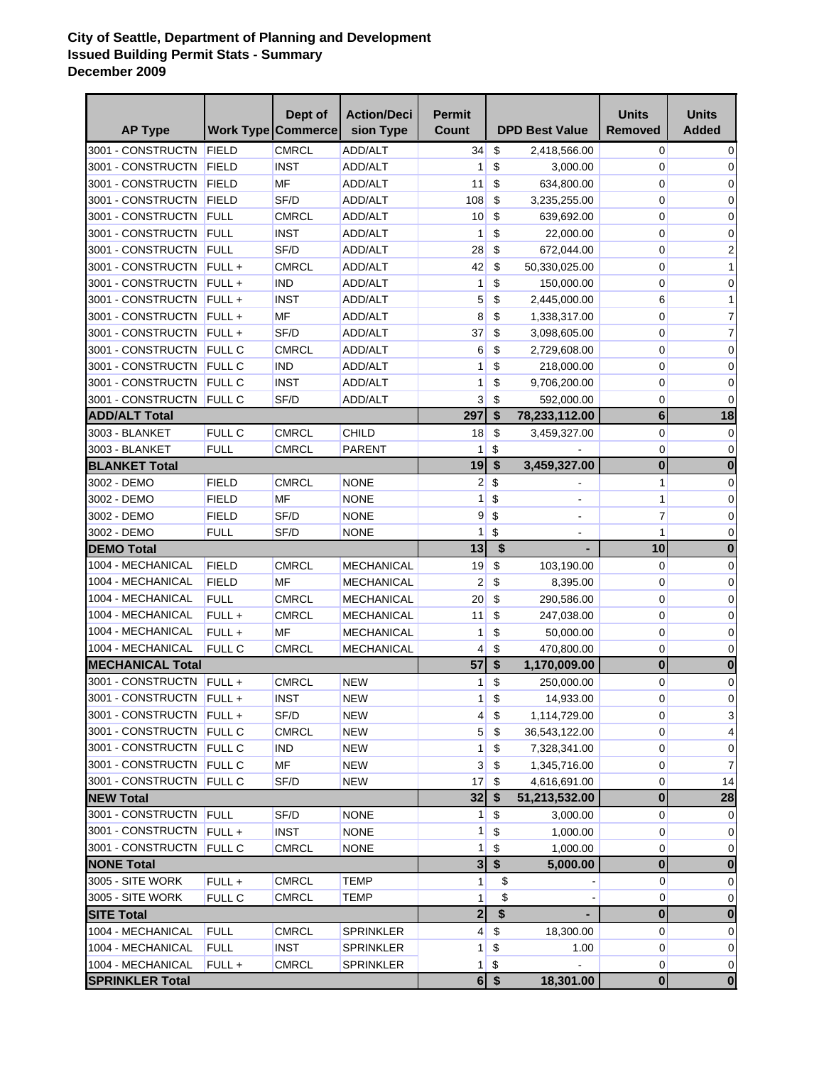**City of Seattle, Department of Planning and Development**
**Issued Building Permit Stats - Summary**
**December 2009**

| AP Type | Work Type | Dept of Commerce | Action/Decision Type | Permit Count | DPD Best Value | Units Removed | Units Added |
|---|---|---|---|---|---|---|---|
| 3001 - CONSTRUCTN | FIELD | CMRCL | ADD/ALT | 34 | $ 2,418,566.00 | 0 | 0 |
| 3001 - CONSTRUCTN | FIELD | INST | ADD/ALT | 1 | $ 3,000.00 | 0 | 0 |
| 3001 - CONSTRUCTN | FIELD | MF | ADD/ALT | 11 | $ 634,800.00 | 0 | 0 |
| 3001 - CONSTRUCTN | FIELD | SF/D | ADD/ALT | 108 | $ 3,235,255.00 | 0 | 0 |
| 3001 - CONSTRUCTN | FULL | CMRCL | ADD/ALT | 10 | $ 639,692.00 | 0 | 0 |
| 3001 - CONSTRUCTN | FULL | INST | ADD/ALT | 1 | $ 22,000.00 | 0 | 0 |
| 3001 - CONSTRUCTN | FULL | SF/D | ADD/ALT | 28 | $ 672,044.00 | 0 | 2 |
| 3001 - CONSTRUCTN | FULL + | CMRCL | ADD/ALT | 42 | $ 50,330,025.00 | 0 | 1 |
| 3001 - CONSTRUCTN | FULL + | IND | ADD/ALT | 1 | $ 150,000.00 | 0 | 0 |
| 3001 - CONSTRUCTN | FULL + | INST | ADD/ALT | 5 | $ 2,445,000.00 | 6 | 1 |
| 3001 - CONSTRUCTN | FULL + | MF | ADD/ALT | 8 | $ 1,338,317.00 | 0 | 7 |
| 3001 - CONSTRUCTN | FULL + | SF/D | ADD/ALT | 37 | $ 3,098,605.00 | 0 | 7 |
| 3001 - CONSTRUCTN | FULL C | CMRCL | ADD/ALT | 6 | $ 2,729,608.00 | 0 | 0 |
| 3001 - CONSTRUCTN | FULL C | IND | ADD/ALT | 1 | $ 218,000.00 | 0 | 0 |
| 3001 - CONSTRUCTN | FULL C | INST | ADD/ALT | 1 | $ 9,706,200.00 | 0 | 0 |
| 3001 - CONSTRUCTN | FULL C | SF/D | ADD/ALT | 3 | $ 592,000.00 | 0 | 0 |
| **ADD/ALT Total** | | | | **297** | **$ 78,233,112.00** | **6** | **18** |
| 3003 - BLANKET | FULL C | CMRCL | CHILD | 18 | $ 3,459,327.00 | 0 | 0 |
| 3003 - BLANKET | FULL | CMRCL | PARENT | 1 | $ - | 0 | 0 |
| **BLANKET Total** | | | | **19** | **$ 3,459,327.00** | **0** | **0** |
| 3002 - DEMO | FIELD | CMRCL | NONE | 2 | $ - | 1 | 0 |
| 3002 - DEMO | FIELD | MF | NONE | 1 | $ - | 1 | 0 |
| 3002 - DEMO | FIELD | SF/D | NONE | 9 | $ - | 7 | 0 |
| 3002 - DEMO | FULL | SF/D | NONE | 1 | $ - | 1 | 0 |
| **DEMO Total** | | | | **13** | **$ -** | **10** | **0** |
| 1004 - MECHANICAL | FIELD | CMRCL | MECHANICAL | 19 | $ 103,190.00 | 0 | 0 |
| 1004 - MECHANICAL | FIELD | MF | MECHANICAL | 2 | $ 8,395.00 | 0 | 0 |
| 1004 - MECHANICAL | FULL | CMRCL | MECHANICAL | 20 | $ 290,586.00 | 0 | 0 |
| 1004 - MECHANICAL | FULL + | CMRCL | MECHANICAL | 11 | $ 247,038.00 | 0 | 0 |
| 1004 - MECHANICAL | FULL + | MF | MECHANICAL | 1 | $ 50,000.00 | 0 | 0 |
| 1004 - MECHANICAL | FULL C | CMRCL | MECHANICAL | 4 | $ 470,800.00 | 0 | 0 |
| **MECHANICAL Total** | | | | **57** | **$ 1,170,009.00** | **0** | **0** |
| 3001 - CONSTRUCTN | FULL + | CMRCL | NEW | 1 | $ 250,000.00 | 0 | 0 |
| 3001 - CONSTRUCTN | FULL + | INST | NEW | 1 | $ 14,933.00 | 0 | 0 |
| 3001 - CONSTRUCTN | FULL + | SF/D | NEW | 4 | $ 1,114,729.00 | 0 | 3 |
| 3001 - CONSTRUCTN | FULL C | CMRCL | NEW | 5 | $ 36,543,122.00 | 0 | 4 |
| 3001 - CONSTRUCTN | FULL C | IND | NEW | 1 | $ 7,328,341.00 | 0 | 0 |
| 3001 - CONSTRUCTN | FULL C | MF | NEW | 3 | $ 1,345,716.00 | 0 | 7 |
| 3001 - CONSTRUCTN | FULL C | SF/D | NEW | 17 | $ 4,616,691.00 | 0 | 14 |
| **NEW Total** | | | | **32** | **$ 51,213,532.00** | **0** | **28** |
| 3001 - CONSTRUCTN | FULL | SF/D | NONE | 1 | $ 3,000.00 | 0 | 0 |
| 3001 - CONSTRUCTN | FULL + | INST | NONE | 1 | $ 1,000.00 | 0 | 0 |
| 3001 - CONSTRUCTN | FULL C | CMRCL | NONE | 1 | $ 1,000.00 | 0 | 0 |
| **NONE Total** | | | | **3** | **$ 5,000.00** | **0** | **0** |
| 3005 - SITE WORK | FULL + | CMRCL | TEMP | 1 | $ - | 0 | 0 |
| 3005 - SITE WORK | FULL C | CMRCL | TEMP | 1 | $ - | 0 | 0 |
| **SITE Total** | | | | **2** | **$ -** | **0** | **0** |
| 1004 - MECHANICAL | FULL | CMRCL | SPRINKLER | 4 | $ 18,300.00 | 0 | 0 |
| 1004 - MECHANICAL | FULL | INST | SPRINKLER | 1 | $ 1.00 | 0 | 0 |
| 1004 - MECHANICAL | FULL + | CMRCL | SPRINKLER | 1 | $ - | 0 | 0 |
| **SPRINKLER Total** | | | | **6** | **$ 18,301.00** | **0** | **0** |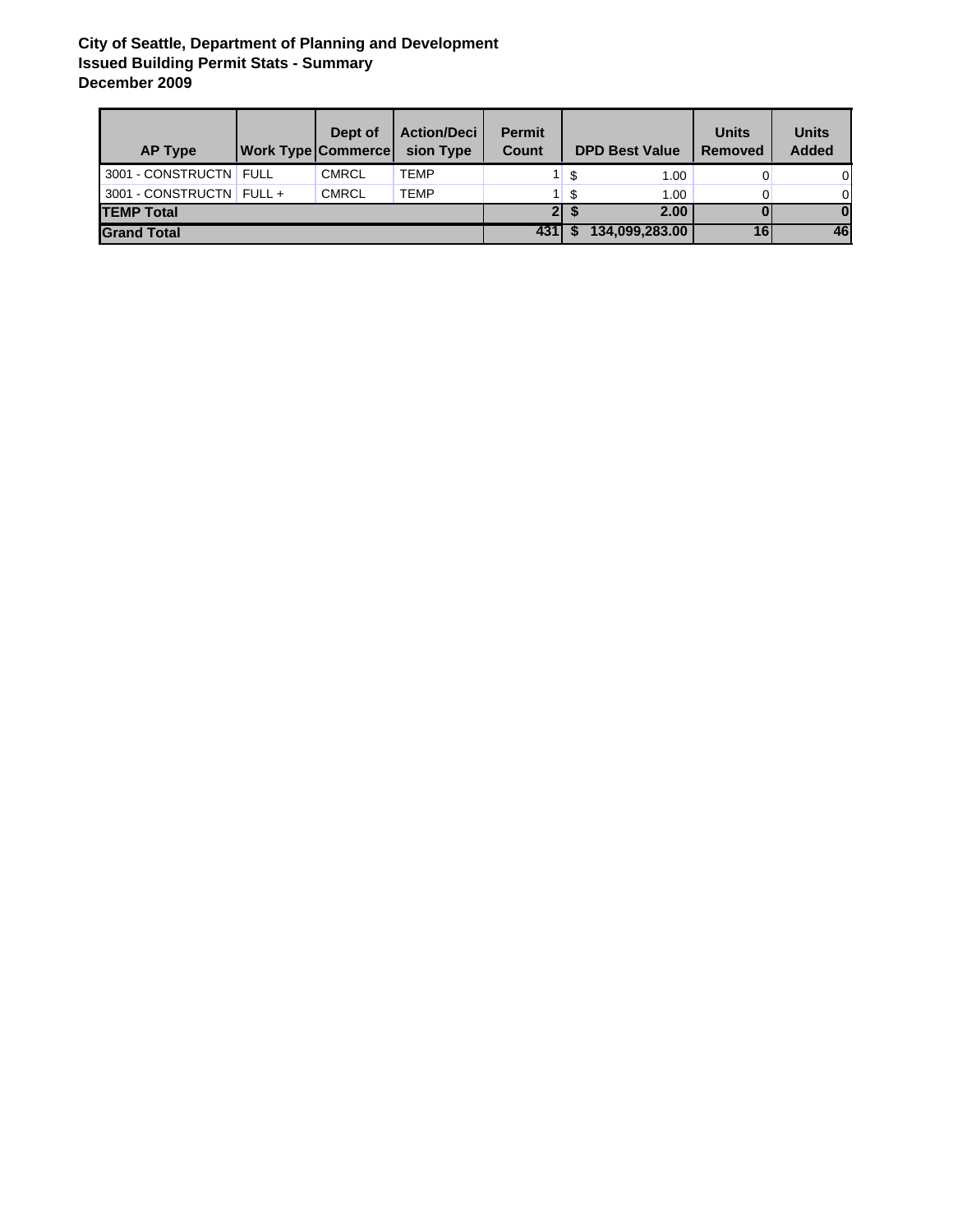**City of Seattle, Department of Planning and Development**
**Issued Building Permit Stats - Summary**
**December 2009**

| AP Type | Work Type | Dept of Commerce | Action/Decision Type | Permit Count | DPD Best Value | Units Removed | Units Added |
|---|---|---|---|---|---|---|---|
| 3001 - CONSTRUCTN | FULL | CMRCL | TEMP | 1 | $ 1.00 | 0 | 0 |
| 3001 - CONSTRUCTN | FULL + | CMRCL | TEMP | 1 | $ 1.00 | 0 | 0 |
| **TEMP Total** | | | | **2** | **$ 2.00** | **0** | **0** |
| **Grand Total** | | | | **431** | **$ 134,099,283.00** | **16** | **46** |